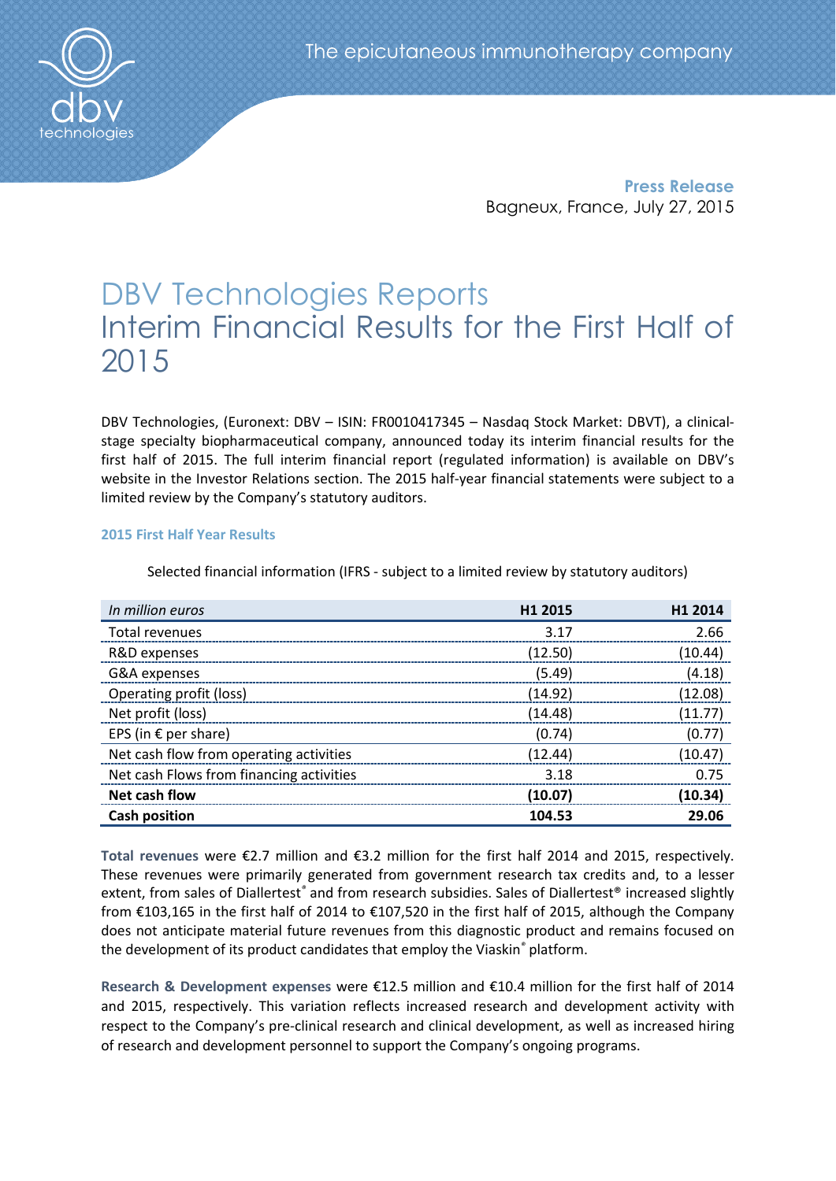The epicutaneous immunotherapy company

**Press Release**
Bagneux, France, July 27, 2015

# DBV Technologies Reports Interim Financial Results for the First Half of 2015

DBV Technologies, (Euronext: DBV – ISIN: FR0010417345 – Nasdaq Stock Market: DBVT), a clinical-stage specialty biopharmaceutical company, announced today its interim financial results for the first half of 2015. The full interim financial report (regulated information) is available on DBV's website in the Investor Relations section. The 2015 half-year financial statements were subject to a limited review by the Company's statutory auditors.

### 2015 First Half Year Results

Selected financial information (IFRS - subject to a limited review by statutory auditors)

| *In million euros* | H1 2015 | H1 2014 |
|---|---|---|
| Total revenues | 3.17 | 2.66 |
| R&D expenses | (12.50) | (10.44) |
| G&A expenses | (5.49) | (4.18) |
| Operating profit (loss) | (14.92) | (12.08) |
| Net profit (loss) | (14.48) | (11.77) |
| EPS (in € per share) | (0.74) | (0.77) |
| Net cash flow from operating activities | (12.44) | (10.47) |
| Net cash Flows from financing activities | 3.18 | 0.75 |
| **Net cash flow** | **(10.07)** | **(10.34)** |
| **Cash position** | **104.53** | **29.06** |

**Total revenues** were €2.7 million and €3.2 million for the first half 2014 and 2015, respectively. These revenues were primarily generated from government research tax credits and, to a lesser extent, from sales of Diallertest® and from research subsidies. Sales of Diallertest® increased slightly from €103,165 in the first half of 2014 to €107,520 in the first half of 2015, although the Company does not anticipate material future revenues from this diagnostic product and remains focused on the development of its product candidates that employ the Viaskin® platform.

**Research & Development expenses** were €12.5 million and €10.4 million for the first half of 2014 and 2015, respectively. This variation reflects increased research and development activity with respect to the Company's pre-clinical research and clinical development, as well as increased hiring of research and development personnel to support the Company's ongoing programs.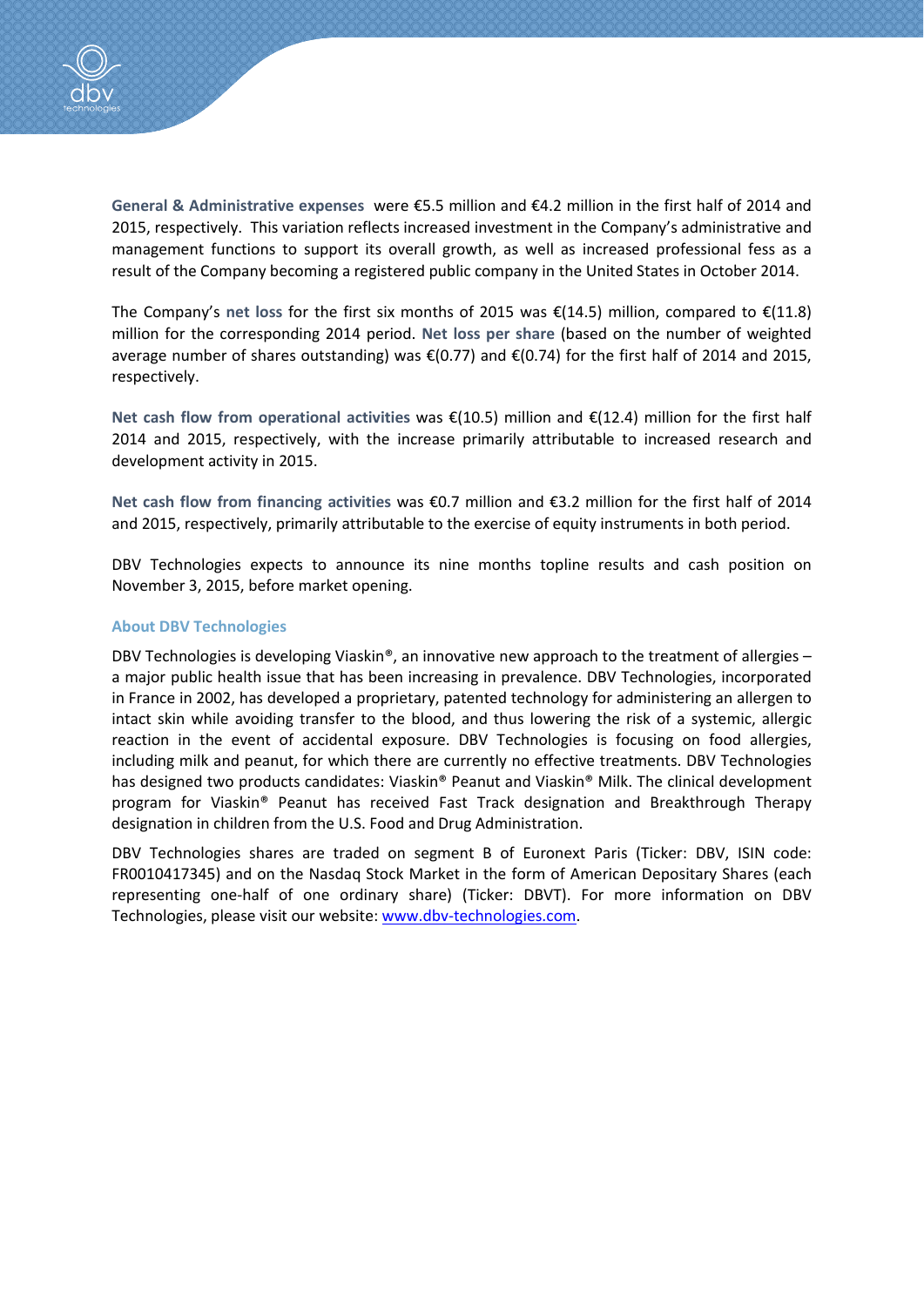**General & Administrative expenses** were €5.5 million and €4.2 million in the first half of 2014 and 2015, respectively. This variation reflects increased investment in the Company's administrative and management functions to support its overall growth, as well as increased professional fess as a result of the Company becoming a registered public company in the United States in October 2014.

The Company's **net loss** for the first six months of 2015 was €(14.5) million, compared to €(11.8) million for the corresponding 2014 period. **Net loss per share** (based on the number of weighted average number of shares outstanding) was €(0.77) and €(0.74) for the first half of 2014 and 2015, respectively.

**Net cash flow from operational activities** was €(10.5) million and €(12.4) million for the first half 2014 and 2015, respectively, with the increase primarily attributable to increased research and development activity in 2015.

**Net cash flow from financing activities** was €0.7 million and €3.2 million for the first half of 2014 and 2015, respectively, primarily attributable to the exercise of equity instruments in both period.

DBV Technologies expects to announce its nine months topline results and cash position on November 3, 2015, before market opening.

### About DBV Technologies

DBV Technologies is developing Viaskin®, an innovative new approach to the treatment of allergies – a major public health issue that has been increasing in prevalence. DBV Technologies, incorporated in France in 2002, has developed a proprietary, patented technology for administering an allergen to intact skin while avoiding transfer to the blood, and thus lowering the risk of a systemic, allergic reaction in the event of accidental exposure. DBV Technologies is focusing on food allergies, including milk and peanut, for which there are currently no effective treatments. DBV Technologies has designed two products candidates: Viaskin® Peanut and Viaskin® Milk. The clinical development program for Viaskin® Peanut has received Fast Track designation and Breakthrough Therapy designation in children from the U.S. Food and Drug Administration.

DBV Technologies shares are traded on segment B of Euronext Paris (Ticker: DBV, ISIN code: FR0010417345) and on the Nasdaq Stock Market in the form of American Depositary Shares (each representing one-half of one ordinary share) (Ticker: DBVT). For more information on DBV Technologies, please visit our website: [www.dbv-technologies.com](http://www.dbv-technologies.com).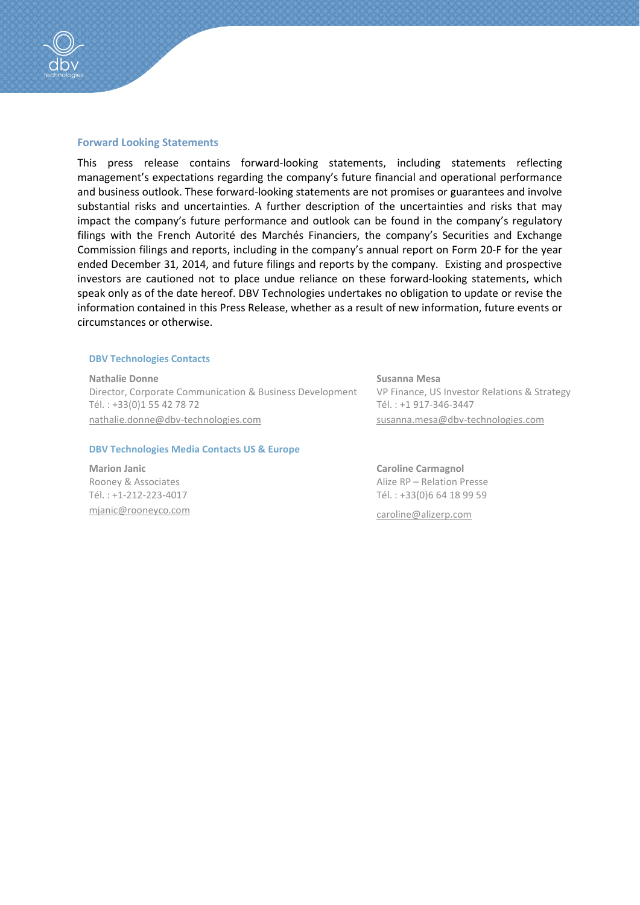## Forward Looking Statements

This press release contains forward-looking statements, including statements reflecting management's expectations regarding the company's future financial and operational performance and business outlook. These forward-looking statements are not promises or guarantees and involve substantial risks and uncertainties. A further description of the uncertainties and risks that may impact the company's future performance and outlook can be found in the company's regulatory filings with the French Autorité des Marchés Financiers, the company's Securities and Exchange Commission filings and reports, including in the company's annual report on Form 20-F for the year ended December 31, 2014, and future filings and reports by the company. Existing and prospective investors are cautioned not to place undue reliance on these forward-looking statements, which speak only as of the date hereof. DBV Technologies undertakes no obligation to update or revise the information contained in this Press Release, whether as a result of new information, future events or circumstances or otherwise.

### DBV Technologies Contacts

**Nathalie Donne**
Director, Corporate Communication & Business Development
Tél. : +33(0)1 55 42 78 72
nathalie.donne@dbv-technologies.com

**Susanna Mesa**
VP Finance, US Investor Relations & Strategy
Tél. : +1 917-346-3447
susanna.mesa@dbv-technologies.com

### DBV Technologies Media Contacts US & Europe

**Marion Janic**
Rooney & Associates
Tél. : +1-212-223-4017
mjanic@rooneyco.com

**Caroline Carmagnol**
Alize RP – Relation Presse
Tél. : +33(0)6 64 18 99 59
caroline@alizerp.com